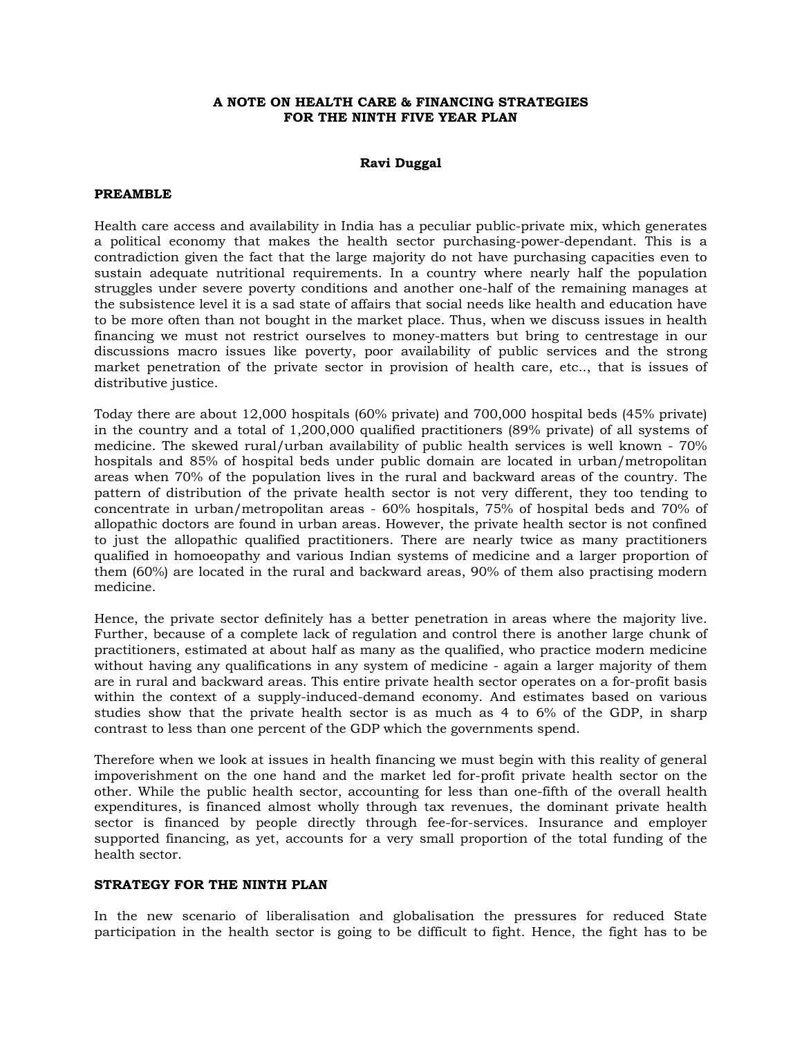# A NOTE ON HEALTH CARE & FINANCING STRATEGIES FOR THE NINTH FIVE YEAR PLAN

**Ravi Duggal**

## PREAMBLE

Health care access and availability in India has a peculiar public-private mix, which generates a political economy that makes the health sector purchasing-power-dependant. This is a contradiction given the fact that the large majority do not have purchasing capacities even to sustain adequate nutritional requirements. In a country where nearly half the population struggles under severe poverty conditions and another one-half of the remaining manages at the subsistence level it is a sad state of affairs that social needs like health and education have to be more often than not bought in the market place. Thus, when we discuss issues in health financing we must not restrict ourselves to money-matters but bring to centrestage in our discussions macro issues like poverty, poor availability of public services and the strong market penetration of the private sector in provision of health care, etc.., that is issues of distributive justice.

Today there are about 12,000 hospitals (60% private) and 700,000 hospital beds (45% private) in the country and a total of 1,200,000 qualified practitioners (89% private) of all systems of medicine. The skewed rural/urban availability of public health services is well known - 70% hospitals and 85% of hospital beds under public domain are located in urban/metropolitan areas when 70% of the population lives in the rural and backward areas of the country. The pattern of distribution of the private health sector is not very different, they too tending to concentrate in urban/metropolitan areas - 60% hospitals, 75% of hospital beds and 70% of allopathic doctors are found in urban areas. However, the private health sector is not confined to just the allopathic qualified practitioners. There are nearly twice as many practitioners qualified in homoeopathy and various Indian systems of medicine and a larger proportion of them (60%) are located in the rural and backward areas, 90% of them also practising modern medicine.

Hence, the private sector definitely has a better penetration in areas where the majority live. Further, because of a complete lack of regulation and control there is another large chunk of practitioners, estimated at about half as many as the qualified, who practice modern medicine without having any qualifications in any system of medicine - again a larger majority of them are in rural and backward areas. This entire private health sector operates on a for-profit basis within the context of a supply-induced-demand economy. And estimates based on various studies show that the private health sector is as much as 4 to 6% of the GDP, in sharp contrast to less than one percent of the GDP which the governments spend.

Therefore when we look at issues in health financing we must begin with this reality of general impoverishment on the one hand and the market led for-profit private health sector on the other. While the public health sector, accounting for less than one-fifth of the overall health expenditures, is financed almost wholly through tax revenues, the dominant private health sector is financed by people directly through fee-for-services. Insurance and employer supported financing, as yet, accounts for a very small proportion of the total funding of the health sector.

## STRATEGY FOR THE NINTH PLAN

In the new scenario of liberalisation and globalisation the pressures for reduced State participation in the health sector is going to be difficult to fight. Hence, the fight has to be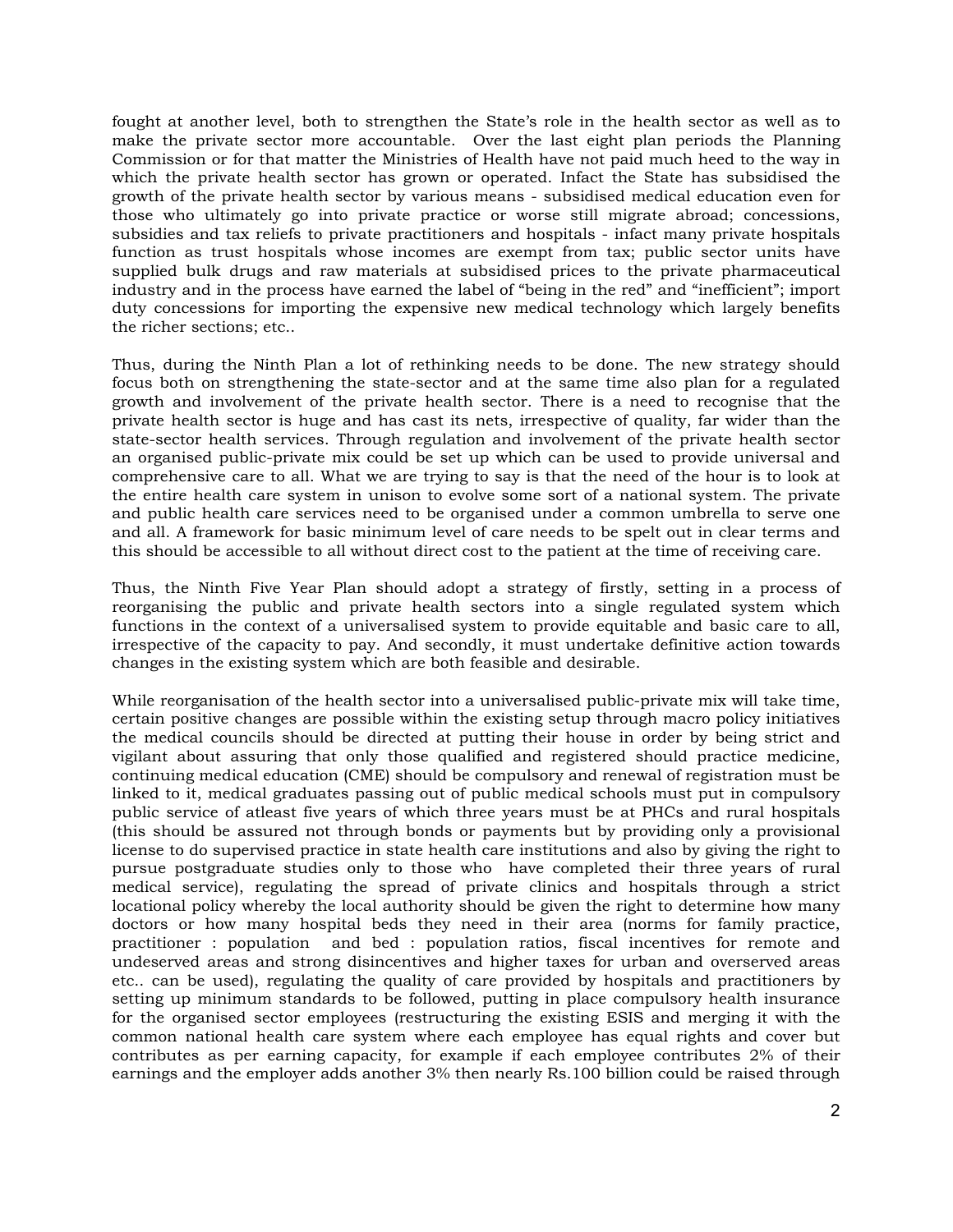fought at another level, both to strengthen the State's role in the health sector as well as to make the private sector more accountable. Over the last eight plan periods the Planning Commission or for that matter the Ministries of Health have not paid much heed to the way in which the private health sector has grown or operated. Infact the State has subsidised the growth of the private health sector by various means - subsidised medical education even for those who ultimately go into private practice or worse still migrate abroad; concessions, subsidies and tax reliefs to private practitioners and hospitals - infact many private hospitals function as trust hospitals whose incomes are exempt from tax; public sector units have supplied bulk drugs and raw materials at subsidised prices to the private pharmaceutical industry and in the process have earned the label of "being in the red" and "inefficient"; import duty concessions for importing the expensive new medical technology which largely benefits the richer sections; etc..

Thus, during the Ninth Plan a lot of rethinking needs to be done. The new strategy should focus both on strengthening the state-sector and at the same time also plan for a regulated growth and involvement of the private health sector. There is a need to recognise that the private health sector is huge and has cast its nets, irrespective of quality, far wider than the state-sector health services. Through regulation and involvement of the private health sector an organised public-private mix could be set up which can be used to provide universal and comprehensive care to all. What we are trying to say is that the need of the hour is to look at the entire health care system in unison to evolve some sort of a national system. The private and public health care services need to be organised under a common umbrella to serve one and all. A framework for basic minimum level of care needs to be spelt out in clear terms and this should be accessible to all without direct cost to the patient at the time of receiving care.

Thus, the Ninth Five Year Plan should adopt a strategy of firstly, setting in a process of reorganising the public and private health sectors into a single regulated system which functions in the context of a universalised system to provide equitable and basic care to all, irrespective of the capacity to pay. And secondly, it must undertake definitive action towards changes in the existing system which are both feasible and desirable.

While reorganisation of the health sector into a universalised public-private mix will take time, certain positive changes are possible within the existing setup through macro policy initiatives the medical councils should be directed at putting their house in order by being strict and vigilant about assuring that only those qualified and registered should practice medicine, continuing medical education (CME) should be compulsory and renewal of registration must be linked to it, medical graduates passing out of public medical schools must put in compulsory public service of atleast five years of which three years must be at PHCs and rural hospitals (this should be assured not through bonds or payments but by providing only a provisional license to do supervised practice in state health care institutions and also by giving the right to pursue postgraduate studies only to those who have completed their three years of rural medical service), regulating the spread of private clinics and hospitals through a strict locational policy whereby the local authority should be given the right to determine how many doctors or how many hospital beds they need in their area (norms for family practice, practitioner : population and bed : population ratios, fiscal incentives for remote and undeserved areas and strong disincentives and higher taxes for urban and overserved areas etc.. can be used), regulating the quality of care provided by hospitals and practitioners by setting up minimum standards to be followed, putting in place compulsory health insurance for the organised sector employees (restructuring the existing ESIS and merging it with the common national health care system where each employee has equal rights and cover but contributes as per earning capacity, for example if each employee contributes 2% of their earnings and the employer adds another 3% then nearly Rs.100 billion could be raised through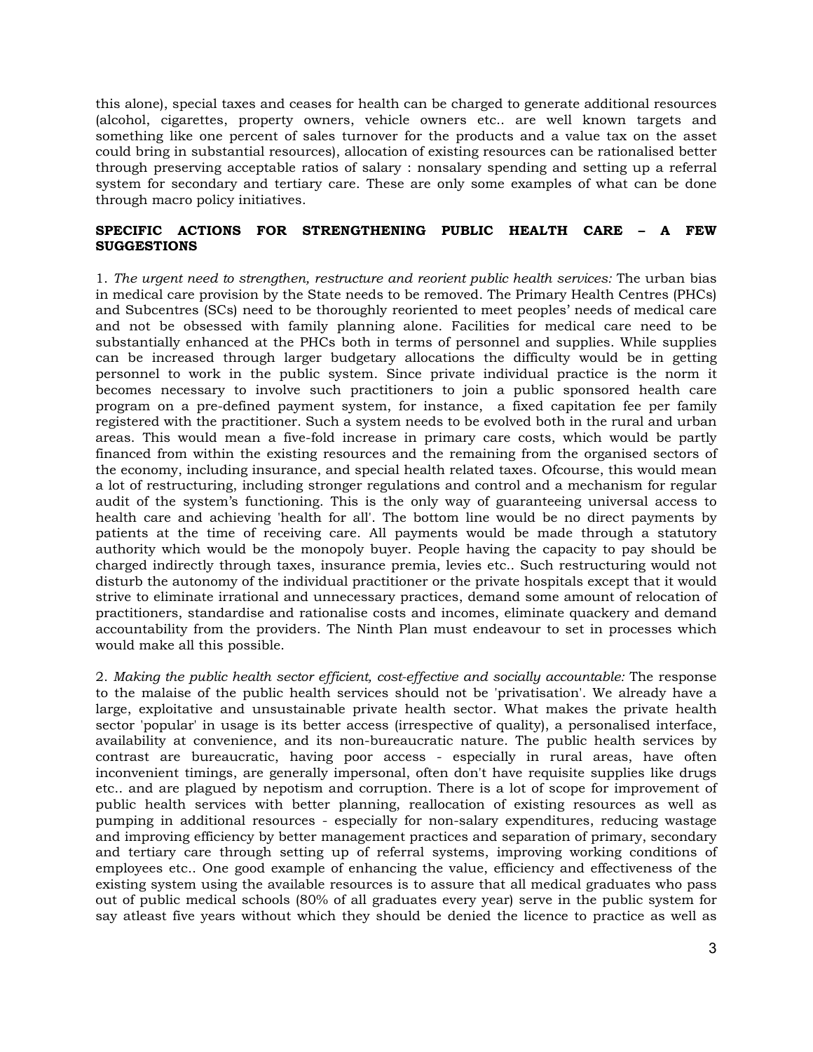this alone), special taxes and ceases for health can be charged to generate additional resources (alcohol, cigarettes, property owners, vehicle owners etc.. are well known targets and something like one percent of sales turnover for the products and a value tax on the asset could bring in substantial resources), allocation of existing resources can be rationalised better through preserving acceptable ratios of salary : nonsalary spending and setting up a referral system for secondary and tertiary care. These are only some examples of what can be done through macro policy initiatives.

**SPECIFIC ACTIONS FOR STRENGTHENING PUBLIC HEALTH CARE – A FEW SUGGESTIONS**

1. *The urgent need to strengthen, restructure and reorient public health services:* The urban bias in medical care provision by the State needs to be removed. The Primary Health Centres (PHCs) and Subcentres (SCs) need to be thoroughly reoriented to meet peoples' needs of medical care and not be obsessed with family planning alone. Facilities for medical care need to be substantially enhanced at the PHCs both in terms of personnel and supplies. While supplies can be increased through larger budgetary allocations the difficulty would be in getting personnel to work in the public system. Since private individual practice is the norm it becomes necessary to involve such practitioners to join a public sponsored health care program on a pre-defined payment system, for instance, a fixed capitation fee per family registered with the practitioner. Such a system needs to be evolved both in the rural and urban areas. This would mean a five-fold increase in primary care costs, which would be partly financed from within the existing resources and the remaining from the organised sectors of the economy, including insurance, and special health related taxes. Ofcourse, this would mean a lot of restructuring, including stronger regulations and control and a mechanism for regular audit of the system's functioning. This is the only way of guaranteeing universal access to health care and achieving 'health for all'. The bottom line would be no direct payments by patients at the time of receiving care. All payments would be made through a statutory authority which would be the monopoly buyer. People having the capacity to pay should be charged indirectly through taxes, insurance premia, levies etc.. Such restructuring would not disturb the autonomy of the individual practitioner or the private hospitals except that it would strive to eliminate irrational and unnecessary practices, demand some amount of relocation of practitioners, standardise and rationalise costs and incomes, eliminate quackery and demand accountability from the providers. The Ninth Plan must endeavour to set in processes which would make all this possible.

2. *Making the public health sector efficient, cost-effective and socially accountable:* The response to the malaise of the public health services should not be 'privatisation'. We already have a large, exploitative and unsustainable private health sector. What makes the private health sector 'popular' in usage is its better access (irrespective of quality), a personalised interface, availability at convenience, and its non-bureaucratic nature. The public health services by contrast are bureaucratic, having poor access - especially in rural areas, have often inconvenient timings, are generally impersonal, often don't have requisite supplies like drugs etc.. and are plagued by nepotism and corruption. There is a lot of scope for improvement of public health services with better planning, reallocation of existing resources as well as pumping in additional resources - especially for non-salary expenditures, reducing wastage and improving efficiency by better management practices and separation of primary, secondary and tertiary care through setting up of referral systems, improving working conditions of employees etc.. One good example of enhancing the value, efficiency and effectiveness of the existing system using the available resources is to assure that all medical graduates who pass out of public medical schools (80% of all graduates every year) serve in the public system for say atleast five years without which they should be denied the licence to practice as well as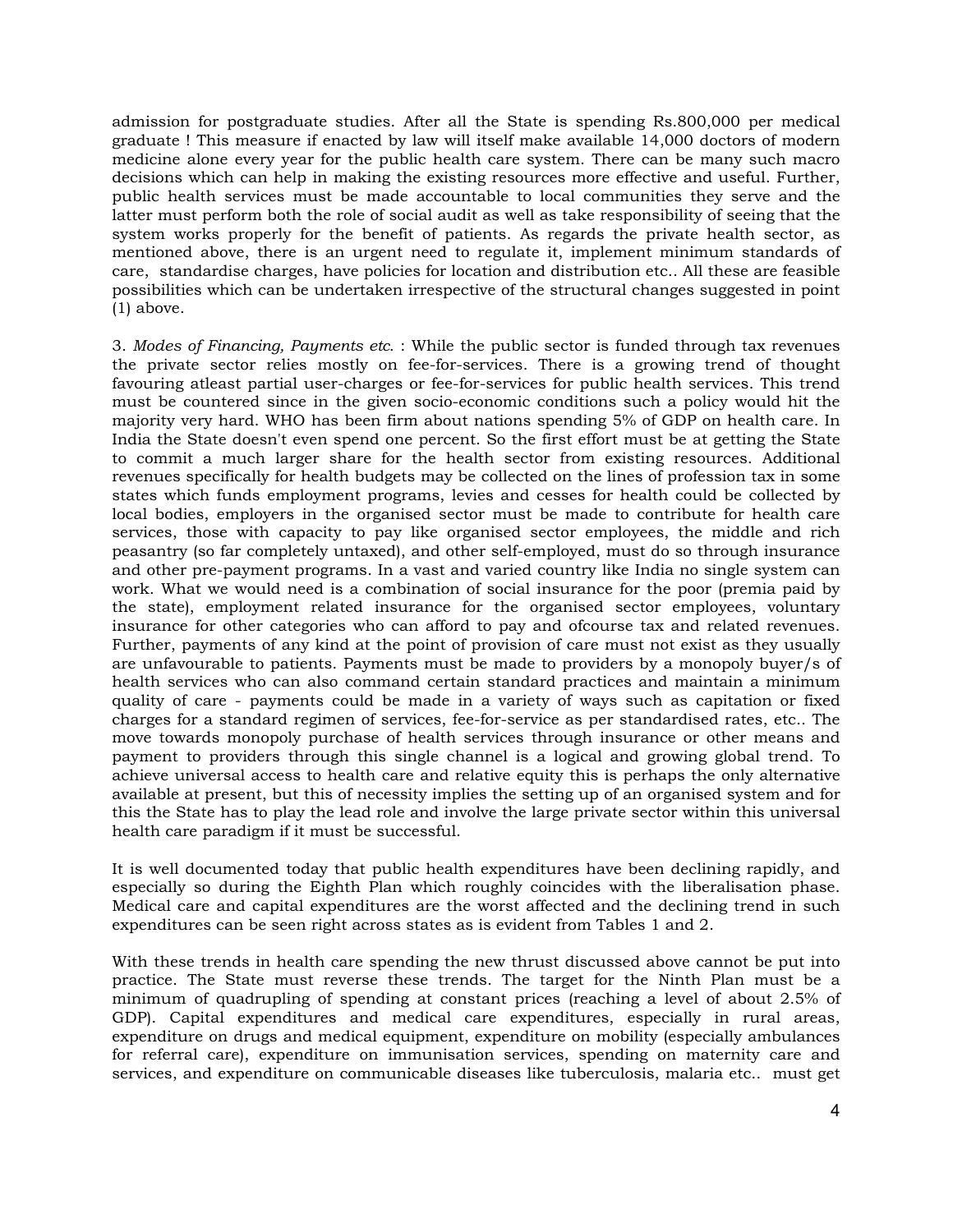admission for postgraduate studies. After all the State is spending Rs.800,000 per medical graduate ! This measure if enacted by law will itself make available 14,000 doctors of modern medicine alone every year for the public health care system. There can be many such macro decisions which can help in making the existing resources more effective and useful. Further, public health services must be made accountable to local communities they serve and the latter must perform both the role of social audit as well as take responsibility of seeing that the system works properly for the benefit of patients. As regards the private health sector, as mentioned above, there is an urgent need to regulate it, implement minimum standards of care, standardise charges, have policies for location and distribution etc.. All these are feasible possibilities which can be undertaken irrespective of the structural changes suggested in point (1) above.

3. *Modes of Financing, Payments etc.* : While the public sector is funded through tax revenues the private sector relies mostly on fee-for-services. There is a growing trend of thought favouring atleast partial user-charges or fee-for-services for public health services. This trend must be countered since in the given socio-economic conditions such a policy would hit the majority very hard. WHO has been firm about nations spending 5% of GDP on health care. In India the State doesn't even spend one percent. So the first effort must be at getting the State to commit a much larger share for the health sector from existing resources. Additional revenues specifically for health budgets may be collected on the lines of profession tax in some states which funds employment programs, levies and cesses for health could be collected by local bodies, employers in the organised sector must be made to contribute for health care services, those with capacity to pay like organised sector employees, the middle and rich peasantry (so far completely untaxed), and other self-employed, must do so through insurance and other pre-payment programs. In a vast and varied country like India no single system can work. What we would need is a combination of social insurance for the poor (premia paid by the state), employment related insurance for the organised sector employees, voluntary insurance for other categories who can afford to pay and ofcourse tax and related revenues. Further, payments of any kind at the point of provision of care must not exist as they usually are unfavourable to patients. Payments must be made to providers by a monopoly buyer/s of health services who can also command certain standard practices and maintain a minimum quality of care - payments could be made in a variety of ways such as capitation or fixed charges for a standard regimen of services, fee-for-service as per standardised rates, etc.. The move towards monopoly purchase of health services through insurance or other means and payment to providers through this single channel is a logical and growing global trend. To achieve universal access to health care and relative equity this is perhaps the only alternative available at present, but this of necessity implies the setting up of an organised system and for this the State has to play the lead role and involve the large private sector within this universal health care paradigm if it must be successful.

It is well documented today that public health expenditures have been declining rapidly, and especially so during the Eighth Plan which roughly coincides with the liberalisation phase. Medical care and capital expenditures are the worst affected and the declining trend in such expenditures can be seen right across states as is evident from Tables 1 and 2.

With these trends in health care spending the new thrust discussed above cannot be put into practice. The State must reverse these trends. The target for the Ninth Plan must be a minimum of quadrupling of spending at constant prices (reaching a level of about 2.5% of GDP). Capital expenditures and medical care expenditures, especially in rural areas, expenditure on drugs and medical equipment, expenditure on mobility (especially ambulances for referral care), expenditure on immunisation services, spending on maternity care and services, and expenditure on communicable diseases like tuberculosis, malaria etc.. must get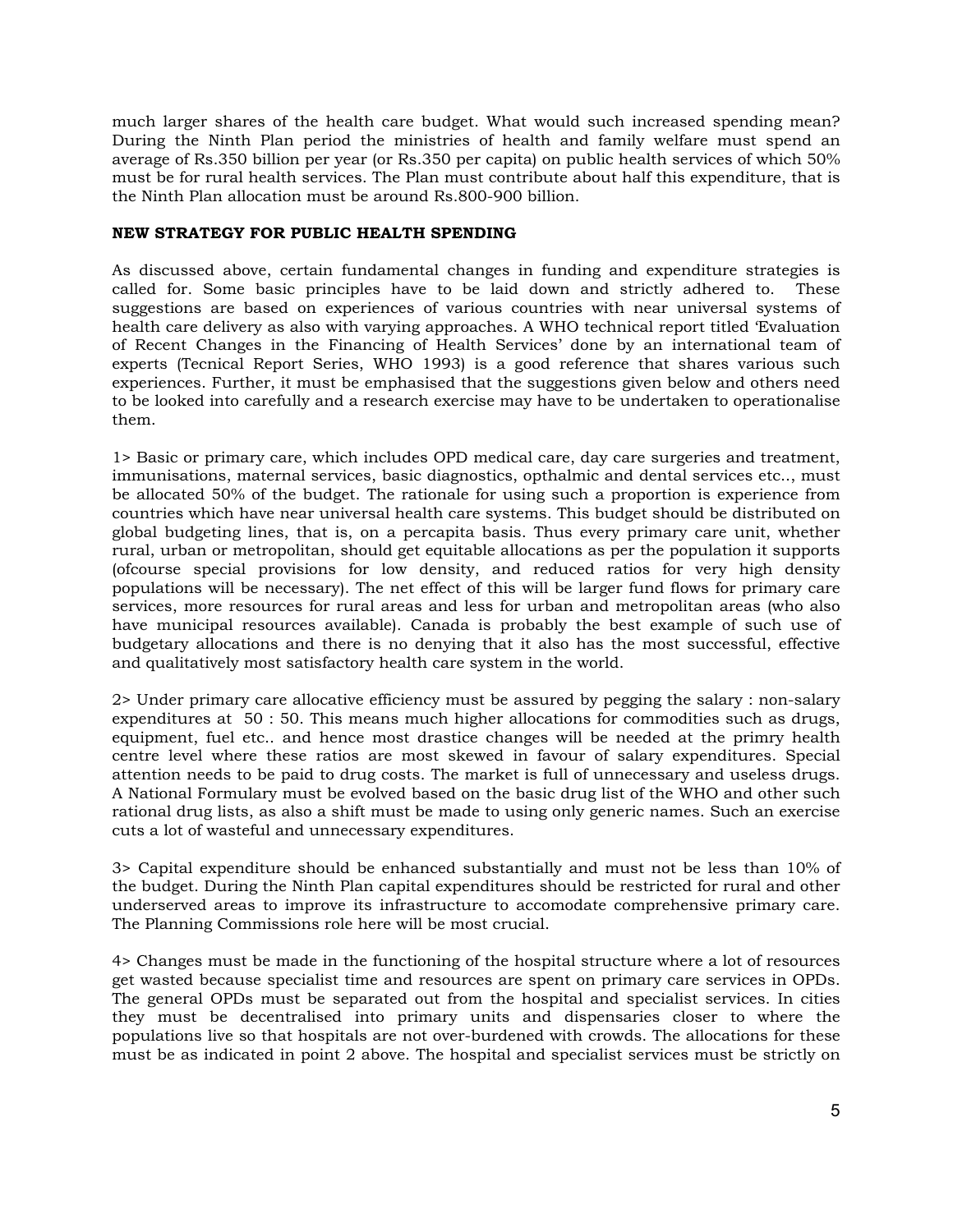much larger shares of the health care budget. What would such increased spending mean? During the Ninth Plan period the ministries of health and family welfare must spend an average of Rs.350 billion per year (or Rs.350 per capita) on public health services of which 50% must be for rural health services. The Plan must contribute about half this expenditure, that is the Ninth Plan allocation must be around Rs.800-900 billion.

**NEW STRATEGY FOR PUBLIC HEALTH SPENDING**

As discussed above, certain fundamental changes in funding and expenditure strategies is called for. Some basic principles have to be laid down and strictly adhered to. These suggestions are based on experiences of various countries with near universal systems of health care delivery as also with varying approaches. A WHO technical report titled 'Evaluation of Recent Changes in the Financing of Health Services' done by an international team of experts (Tecnical Report Series, WHO 1993) is a good reference that shares various such experiences. Further, it must be emphasised that the suggestions given below and others need to be looked into carefully and a research exercise may have to be undertaken to operationalise them.

1> Basic or primary care, which includes OPD medical care, day care surgeries and treatment, immunisations, maternal services, basic diagnostics, opthalmic and dental services etc.., must be allocated 50% of the budget. The rationale for using such a proportion is experience from countries which have near universal health care systems. This budget should be distributed on global budgeting lines, that is, on a percapita basis. Thus every primary care unit, whether rural, urban or metropolitan, should get equitable allocations as per the population it supports (ofcourse special provisions for low density, and reduced ratios for very high density populations will be necessary). The net effect of this will be larger fund flows for primary care services, more resources for rural areas and less for urban and metropolitan areas (who also have municipal resources available). Canada is probably the best example of such use of budgetary allocations and there is no denying that it also has the most successful, effective and qualitatively most satisfactory health care system in the world.

2> Under primary care allocative efficiency must be assured by pegging the salary : non-salary expenditures at 50 : 50. This means much higher allocations for commodities such as drugs, equipment, fuel etc.. and hence most drastice changes will be needed at the primry health centre level where these ratios are most skewed in favour of salary expenditures. Special attention needs to be paid to drug costs. The market is full of unnecessary and useless drugs. A National Formulary must be evolved based on the basic drug list of the WHO and other such rational drug lists, as also a shift must be made to using only generic names. Such an exercise cuts a lot of wasteful and unnecessary expenditures.

3> Capital expenditure should be enhanced substantially and must not be less than 10% of the budget. During the Ninth Plan capital expenditures should be restricted for rural and other underserved areas to improve its infrastructure to accomodate comprehensive primary care. The Planning Commissions role here will be most crucial.

4> Changes must be made in the functioning of the hospital structure where a lot of resources get wasted because specialist time and resources are spent on primary care services in OPDs. The general OPDs must be separated out from the hospital and specialist services. In cities they must be decentralised into primary units and dispensaries closer to where the populations live so that hospitals are not over-burdened with crowds. The allocations for these must be as indicated in point 2 above. The hospital and specialist services must be strictly on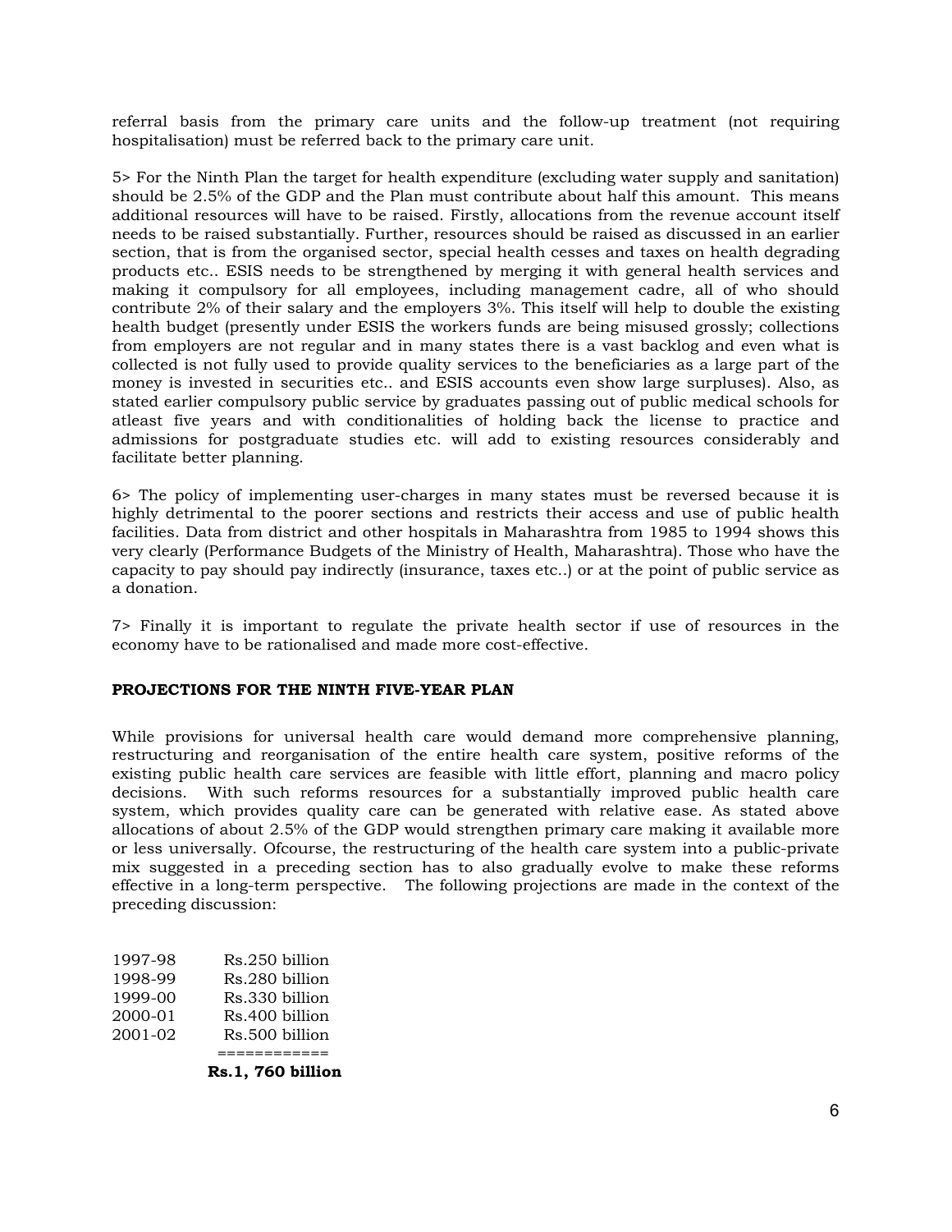referral basis from the primary care units and the follow-up treatment (not requiring hospitalisation) must be referred back to the primary care unit.

5> For the Ninth Plan the target for health expenditure (excluding water supply and sanitation) should be 2.5% of the GDP and the Plan must contribute about half this amount. This means additional resources will have to be raised. Firstly, allocations from the revenue account itself needs to be raised substantially. Further, resources should be raised as discussed in an earlier section, that is from the organised sector, special health cesses and taxes on health degrading products etc.. ESIS needs to be strengthened by merging it with general health services and making it compulsory for all employees, including management cadre, all of who should contribute 2% of their salary and the employers 3%. This itself will help to double the existing health budget (presently under ESIS the workers funds are being misused grossly; collections from employers are not regular and in many states there is a vast backlog and even what is collected is not fully used to provide quality services to the beneficiaries as a large part of the money is invested in securities etc.. and ESIS accounts even show large surpluses). Also, as stated earlier compulsory public service by graduates passing out of public medical schools for atleast five years and with conditionalities of holding back the license to practice and admissions for postgraduate studies etc. will add to existing resources considerably and facilitate better planning.

6> The policy of implementing user-charges in many states must be reversed because it is highly detrimental to the poorer sections and restricts their access and use of public health facilities. Data from district and other hospitals in Maharashtra from 1985 to 1994 shows this very clearly (Performance Budgets of the Ministry of Health, Maharashtra). Those who have the capacity to pay should pay indirectly (insurance, taxes etc..) or at the point of public service as a donation.

7> Finally it is important to regulate the private health sector if use of resources in the economy have to be rationalised and made more cost-effective.

**PROJECTIONS FOR THE NINTH FIVE-YEAR PLAN**

While provisions for universal health care would demand more comprehensive planning, restructuring and reorganisation of the entire health care system, positive reforms of the existing public health care services are feasible with little effort, planning and macro policy decisions. With such reforms resources for a substantially improved public health care system, which provides quality care can be generated with relative ease. As stated above allocations of about 2.5% of the GDP would strengthen primary care making it available more or less universally. Ofcourse, the restructuring of the health care system into a public-private mix suggested in a preceding section has to also gradually evolve to make these reforms effective in a long-term perspective. The following projections are made in the context of the preceding discussion:

| | |
|---|---|
| 1997-98 | Rs.250 billion |
| 1998-99 | Rs.280 billion |
| 1999-00 | Rs.330 billion |
| 2000-01 | Rs.400 billion |
| 2001-02 | Rs.500 billion |
| | **Rs.1, 760 billion** |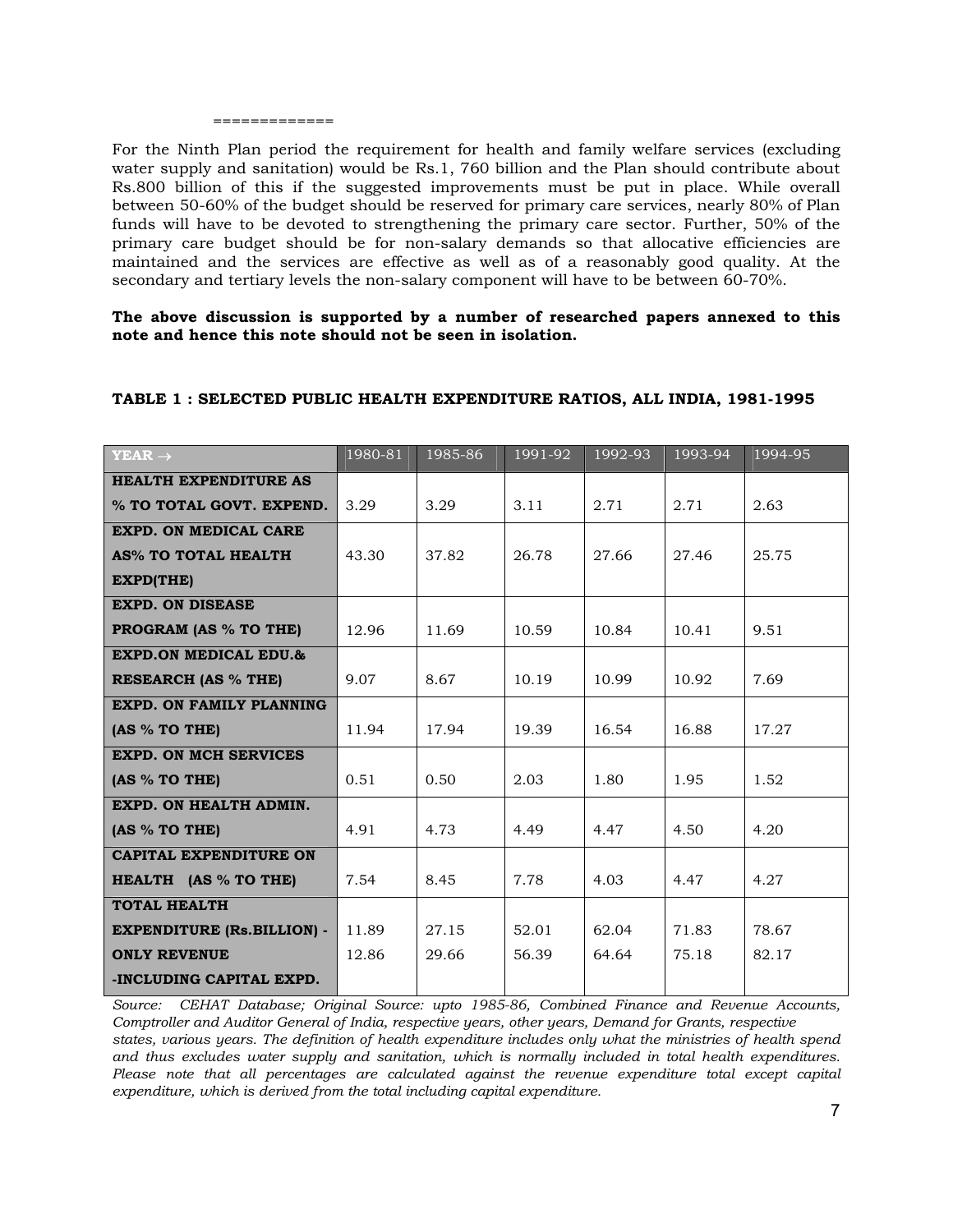=============

For the Ninth Plan period the requirement for health and family welfare services (excluding water supply and sanitation) would be Rs.1, 760 billion and the Plan should contribute about Rs.800 billion of this if the suggested improvements must be put in place. While overall between 50-60% of the budget should be reserved for primary care services, nearly 80% of Plan funds will have to be devoted to strengthening the primary care sector. Further, 50% of the primary care budget should be for non-salary demands so that allocative efficiencies are maintained and the services are effective as well as of a reasonably good quality. At the secondary and tertiary levels the non-salary component will have to be between 60-70%.

**The above discussion is supported by a number of researched papers annexed to this note and hence this note should not be seen in isolation.**

**TABLE 1 : SELECTED PUBLIC HEALTH EXPENDITURE RATIOS, ALL INDIA, 1981-1995**

| YEAR → | 1980-81 | 1985-86 | 1991-92 | 1992-93 | 1993-94 | 1994-95 |
|---|---|---|---|---|---|---|
| **HEALTH EXPENDITURE AS % TO TOTAL GOVT. EXPEND.** | 3.29 | 3.29 | 3.11 | 2.71 | 2.71 | 2.63 |
| **EXPD. ON MEDICAL CARE AS% TO TOTAL HEALTH EXPD(THE)** | 43.30 | 37.82 | 26.78 | 27.66 | 27.46 | 25.75 |
| **EXPD. ON DISEASE PROGRAM (AS % TO THE)** | 12.96 | 11.69 | 10.59 | 10.84 | 10.41 | 9.51 |
| **EXPD.ON MEDICAL EDU.& RESEARCH (AS % THE)** | 9.07 | 8.67 | 10.19 | 10.99 | 10.92 | 7.69 |
| **EXPD. ON FAMILY PLANNING (AS % TO THE)** | 11.94 | 17.94 | 19.39 | 16.54 | 16.88 | 17.27 |
| **EXPD. ON MCH SERVICES (AS % TO THE)** | 0.51 | 0.50 | 2.03 | 1.80 | 1.95 | 1.52 |
| **EXPD. ON HEALTH ADMIN. (AS % TO THE)** | 4.91 | 4.73 | 4.49 | 4.47 | 4.50 | 4.20 |
| **CAPITAL EXPENDITURE ON HEALTH (AS % TO THE)** | 7.54 | 8.45 | 7.78 | 4.03 | 4.47 | 4.27 |
| **TOTAL HEALTH EXPENDITURE (Rs.BILLION) - ONLY REVENUE** | 11.89 | 27.15 | 52.01 | 62.04 | 71.83 | 78.67 |
| **-INCLUDING CAPITAL EXPD.** | 12.86 | 29.66 | 56.39 | 64.64 | 75.18 | 82.17 |

*Source: CEHAT Database; Original Source: upto 1985-86, Combined Finance and Revenue Accounts, Comptroller and Auditor General of India, respective years, other years, Demand for Grants, respective states, various years. The definition of health expenditure includes only what the ministries of health spend and thus excludes water supply and sanitation, which is normally included in total health expenditures. Please note that all percentages are calculated against the revenue expenditure total except capital expenditure, which is derived from the total including capital expenditure.*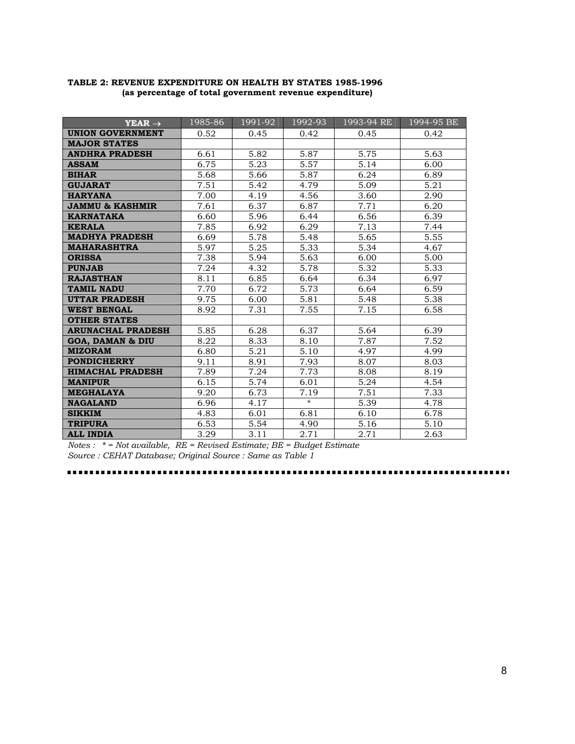**TABLE 2: REVENUE EXPENDITURE ON HEALTH BY STATES 1985-1996**
**(as percentage of total government revenue expenditure)**

| YEAR → | 1985-86 | 1991-92 | 1992-93 | 1993-94 RE | 1994-95 BE |
|---|---|---|---|---|---|
| **UNION GOVERNMENT** | 0.52 | 0.45 | 0.42 | 0.45 | 0.42 |
| **MAJOR STATES** | | | | | |
| **ANDHRA PRADESH** | 6.61 | 5.82 | 5.87 | 5.75 | 5.63 |
| **ASSAM** | 6.75 | 5.23 | 5.57 | 5.14 | 6.00 |
| **BIHAR** | 5.68 | 5.66 | 5.87 | 6.24 | 6.89 |
| **GUJARAT** | 7.51 | 5.42 | 4.79 | 5.09 | 5.21 |
| **HARYANA** | 7.00 | 4.19 | 4.56 | 3.60 | 2.90 |
| **JAMMU & KASHMIR** | 7.61 | 6.37 | 6.87 | 7.71 | 6.20 |
| **KARNATAKA** | 6.60 | 5.96 | 6.44 | 6.56 | 6.39 |
| **KERALA** | 7.85 | 6.92 | 6.29 | 7.13 | 7.44 |
| **MADHYA PRADESH** | 6.69 | 5.78 | 5.48 | 5.65 | 5.55 |
| **MAHARASHTRA** | 5.97 | 5.25 | 5.33 | 5.34 | 4.67 |
| **ORISSA** | 7.38 | 5.94 | 5.63 | 6.00 | 5.00 |
| **PUNJAB** | 7.24 | 4.32 | 5.78 | 5.32 | 5.33 |
| **RAJASTHAN** | 8.11 | 6.85 | 6.64 | 6.34 | 6.97 |
| **TAMIL NADU** | 7.70 | 6.72 | 5.73 | 6.64 | 6.59 |
| **UTTAR PRADESH** | 9.75 | 6.00 | 5.81 | 5.48 | 5.38 |
| **WEST BENGAL** | 8.92 | 7.31 | 7.55 | 7.15 | 6.58 |
| **OTHER STATES** | | | | | |
| **ARUNACHAL PRADESH** | 5.85 | 6.28 | 6.37 | 5.64 | 6.39 |
| **GOA, DAMAN & DIU** | 8.22 | 8.33 | 8.10 | 7.87 | 7.52 |
| **MIZORAM** | 6.80 | 5.21 | 5.10 | 4.97 | 4.99 |
| **PONDICHERRY** | 9.11 | 8.91 | 7.93 | 8.07 | 8.03 |
| **HIMACHAL PRADESH** | 7.89 | 7.24 | 7.73 | 8.08 | 8.19 |
| **MANIPUR** | 6.15 | 5.74 | 6.01 | 5.24 | 4.54 |
| **MEGHALAYA** | 9.20 | 6.73 | 7.19 | 7.51 | 7.33 |
| **NAGALAND** | 6.96 | 4.17 | * | 5.39 | 4.78 |
| **SIKKIM** | 4.83 | 6.01 | 6.81 | 6.10 | 6.78 |
| **TRIPURA** | 6.53 | 5.54 | 4.90 | 5.16 | 5.10 |
| **ALL INDIA** | 3.29 | 3.11 | 2.71 | 2.71 | 2.63 |

*Notes : * = Not available, RE = Revised Estimate; BE = Budget Estimate*
*Source : CEHAT Database; Original Source : Same as Table 1*